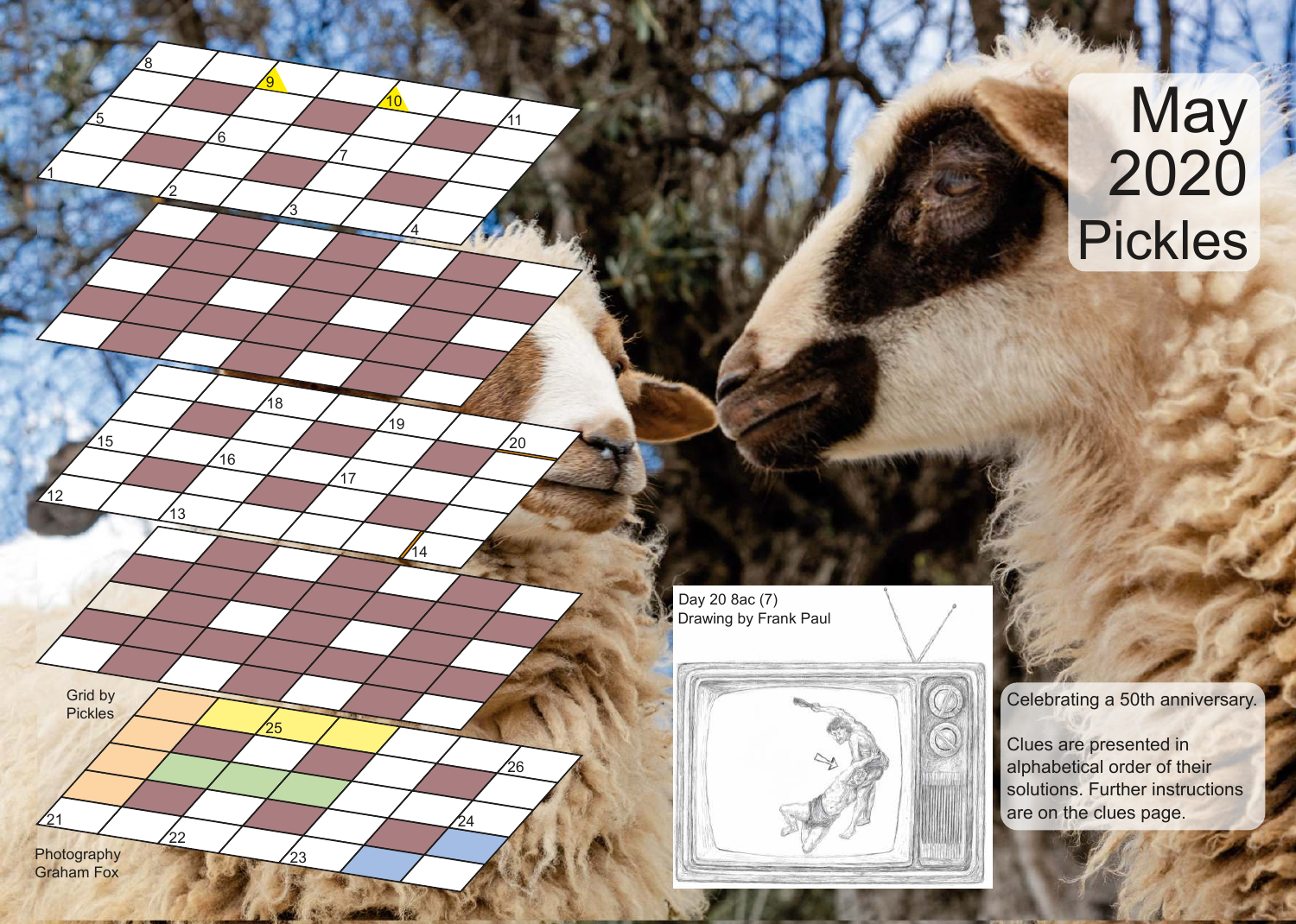# May 2020 Pickles

Grid by Pickles

Photography Graham Fox

Day 20 8ac (7)
Drawing by Frank Paul

Celebrating a 50th anniversary.

Clues are presented in alphabetical order of their solutions. Further instructions are on the clues page.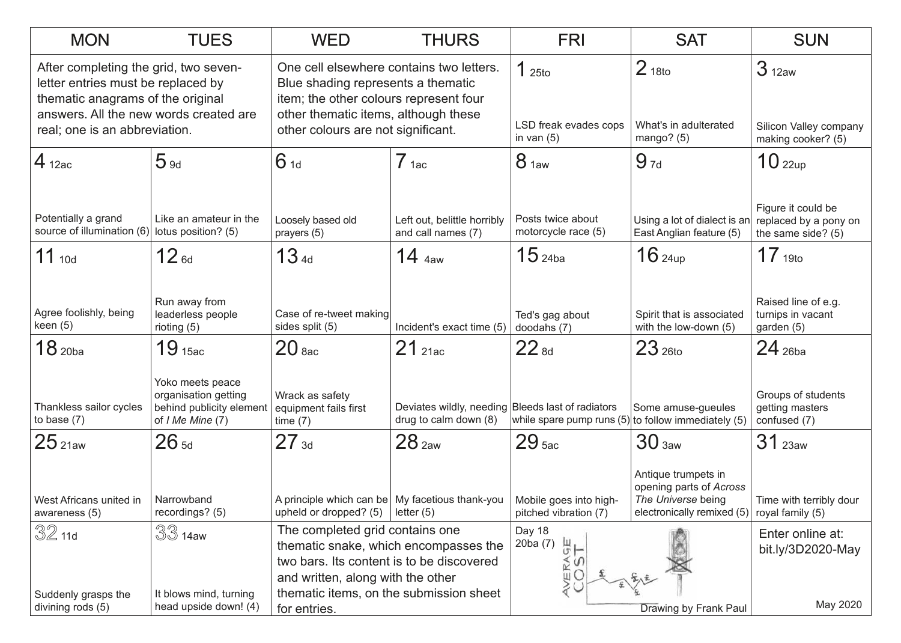| MON | TUES | WED | THURS | FRI | SAT | SUN |
|---|---|---|---|---|---|---|
| After completing the grid, two seven-letter entries must be replaced by thematic anagrams of the original answers. All the new words created are real; one is an abbreviation. | | One cell elsewhere contains two letters. Blue shading represents a thematic item; the other colours represent four other thematic items, although these other colours are not significant. | | 1 25to<br>LSD freak evades cops in van (5) | 2 18to<br>What's in adulterated mango? (5) | 3 12aw<br>Silicon Valley company making cooker? (5) |
| 4 12ac<br>Potentially a grand source of illumination (6) | 5 9d<br>Like an amateur in the lotus position? (5) | 6 1d<br>Loosely based old prayers (5) | 7 1ac<br>Left out, belittle horribly and call names (7) | 8 1aw<br>Posts twice about motorcycle race (5) | 9 7d<br>Using a lot of dialect is an East Anglian feature (5) | 10 22up<br>Figure it could be replaced by a pony on the same side? (5) |
| 11 10d<br>Agree foolishly, being keen (5) | 12 6d<br>Run away from leaderless people rioting (5) | 13 4d<br>Case of re-tweet making sides split (5) | 14 4aw<br>Incident's exact time (5) | 15 24ba<br>Ted's gag about doodahs (7) | 16 24up<br>Spirit that is associated with the low-down (5) | 17 19to<br>Raised line of e.g. turnips in vacant garden (5) |
| 18 20ba<br>Thankless sailor cycles to base (7) | 19 15ac<br>Yoko meets peace organisation getting publicity element behind *I Me Mine* (7) | 20 8ac<br>Wrack as safety equipment fails first time (7) | 21 21ac<br>Deviates wildly, needing drug to calm down (8) | 22 8d<br>Bleeds last of radiators while spare pump runs (5) | 23 26to<br>Some amuse-gueules to follow immediately (5) | 24 26ba<br>Groups of students getting masters confused (7) |
| 25 21aw<br>West Africans united in awareness (5) | 26 5d<br>Narrowband recordings? (5) | 27 3d<br>A principle which can be upheld or dropped? (5) | 28 2aw<br>My facetious thank-you letter (5) | 29 5ac<br>Mobile goes into high-pitched vibration (7) | 30 3aw<br>Antique trumpets in opening parts of *Across The Universe* being electronically remixed (5) | 31 23aw<br>Time with terribly dour royal family (5) |
| 32 11d<br>Suddenly grasps the divining rods (5) | 33 14aw<br>It blows mind, turning head upside down! (4) | The completed grid contains one thematic snake, which encompasses the two bars. Its content is to be discovered and written, along with the other thematic items, on the submission sheet for entries. | | Day 18 20ba (7)<br>AVERAGE COST<br>Drawing by Frank Paul | | Enter online at: bit.ly/3D2020-May<br>May 2020 |